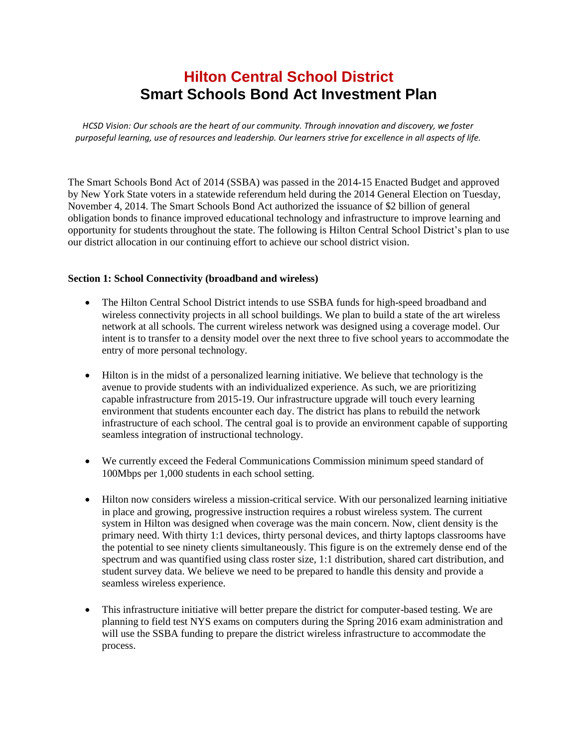# Hilton Central School District
# Smart Schools Bond Act Investment Plan

*HCSD Vision: Our schools are the heart of our community. Through innovation and discovery, we foster purposeful learning, use of resources and leadership. Our learners strive for excellence in all aspects of life.*

The Smart Schools Bond Act of 2014 (SSBA) was passed in the 2014-15 Enacted Budget and approved by New York State voters in a statewide referendum held during the 2014 General Election on Tuesday, November 4, 2014. The Smart Schools Bond Act authorized the issuance of $2 billion of general obligation bonds to finance improved educational technology and infrastructure to improve learning and opportunity for students throughout the state. The following is Hilton Central School District's plan to use our district allocation in our continuing effort to achieve our school district vision.

**Section 1: School Connectivity (broadband and wireless)**

- The Hilton Central School District intends to use SSBA funds for high-speed broadband and wireless connectivity projects in all school buildings. We plan to build a state of the art wireless network at all schools. The current wireless network was designed using a coverage model. Our intent is to transfer to a density model over the next three to five school years to accommodate the entry of more personal technology.

- Hilton is in the midst of a personalized learning initiative. We believe that technology is the avenue to provide students with an individualized experience. As such, we are prioritizing capable infrastructure from 2015-19. Our infrastructure upgrade will touch every learning environment that students encounter each day. The district has plans to rebuild the network infrastructure of each school. The central goal is to provide an environment capable of supporting seamless integration of instructional technology.

- We currently exceed the Federal Communications Commission minimum speed standard of 100Mbps per 1,000 students in each school setting.

- Hilton now considers wireless a mission-critical service. With our personalized learning initiative in place and growing, progressive instruction requires a robust wireless system. The current system in Hilton was designed when coverage was the main concern. Now, client density is the primary need. With thirty 1:1 devices, thirty personal devices, and thirty laptops classrooms have the potential to see ninety clients simultaneously. This figure is on the extremely dense end of the spectrum and was quantified using class roster size, 1:1 distribution, shared cart distribution, and student survey data. We believe we need to be prepared to handle this density and provide a seamless wireless experience.

- This infrastructure initiative will better prepare the district for computer-based testing. We are planning to field test NYS exams on computers during the Spring 2016 exam administration and will use the SSBA funding to prepare the district wireless infrastructure to accommodate the process.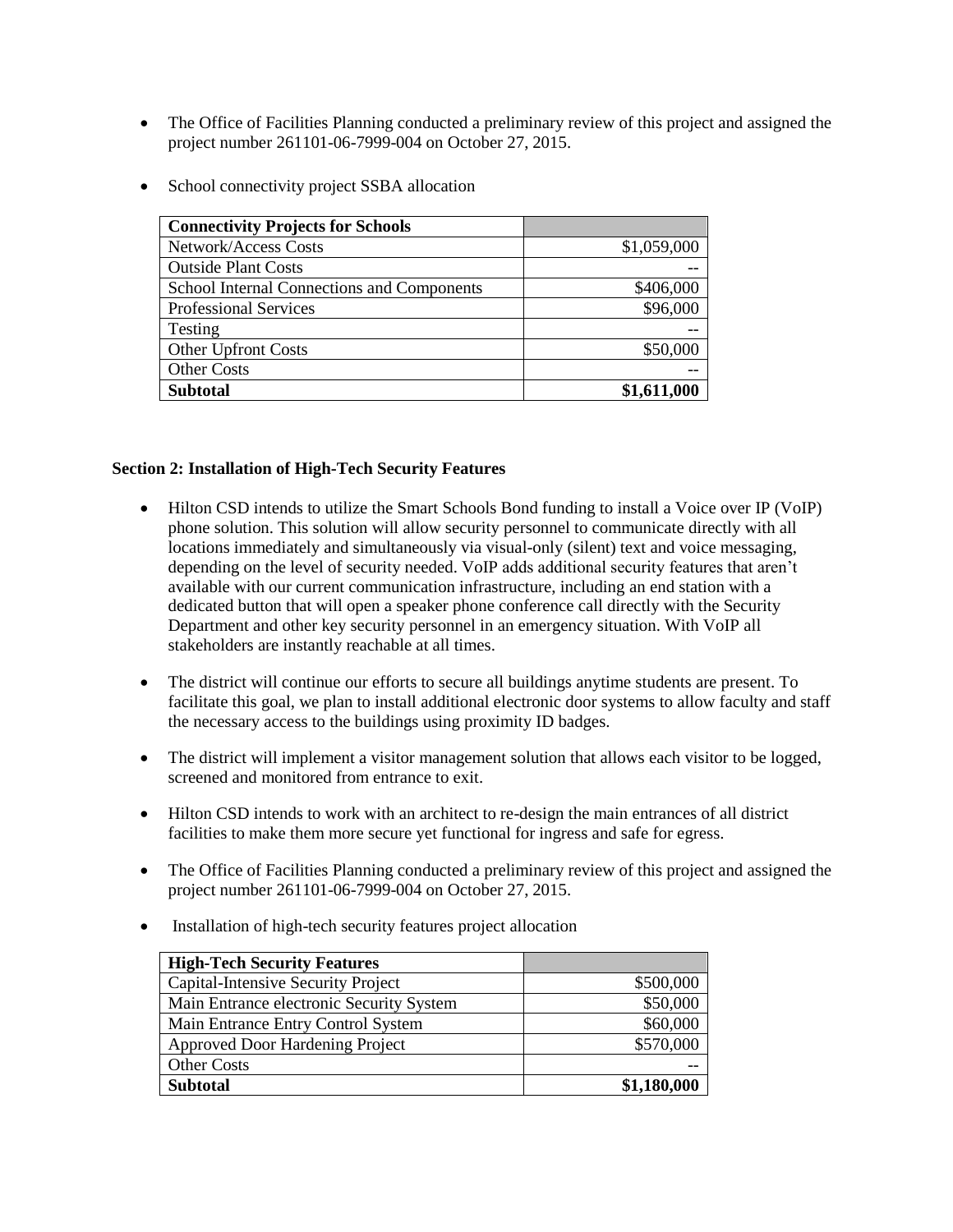- The Office of Facilities Planning conducted a preliminary review of this project and assigned the project number 261101-06-7999-004 on October 27, 2015.

- School connectivity project SSBA allocation

| **Connectivity Projects for Schools** | |
|---|---|
| Network/Access Costs | $1,059,000 |
| Outside Plant Costs | -- |
| School Internal Connections and Components | $406,000 |
| Professional Services | $96,000 |
| Testing | -- |
| Other Upfront Costs | $50,000 |
| Other Costs | -- |
| **Subtotal** | **$1,611,000** |

**Section 2: Installation of High-Tech Security Features**

- Hilton CSD intends to utilize the Smart Schools Bond funding to install a Voice over IP (VoIP) phone solution. This solution will allow security personnel to communicate directly with all locations immediately and simultaneously via visual-only (silent) text and voice messaging, depending on the level of security needed. VoIP adds additional security features that aren't available with our current communication infrastructure, including an end station with a dedicated button that will open a speaker phone conference call directly with the Security Department and other key security personnel in an emergency situation. With VoIP all stakeholders are instantly reachable at all times.

- The district will continue our efforts to secure all buildings anytime students are present. To facilitate this goal, we plan to install additional electronic door systems to allow faculty and staff the necessary access to the buildings using proximity ID badges.

- The district will implement a visitor management solution that allows each visitor to be logged, screened and monitored from entrance to exit.

- Hilton CSD intends to work with an architect to re-design the main entrances of all district facilities to make them more secure yet functional for ingress and safe for egress.

- The Office of Facilities Planning conducted a preliminary review of this project and assigned the project number 261101-06-7999-004 on October 27, 2015.

- Installation of high-tech security features project allocation

| **High-Tech Security Features** | |
|---|---|
| Capital-Intensive Security Project | $500,000 |
| Main Entrance electronic Security System | $50,000 |
| Main Entrance Entry Control System | $60,000 |
| Approved Door Hardening Project | $570,000 |
| Other Costs | -- |
| **Subtotal** | **$1,180,000** |